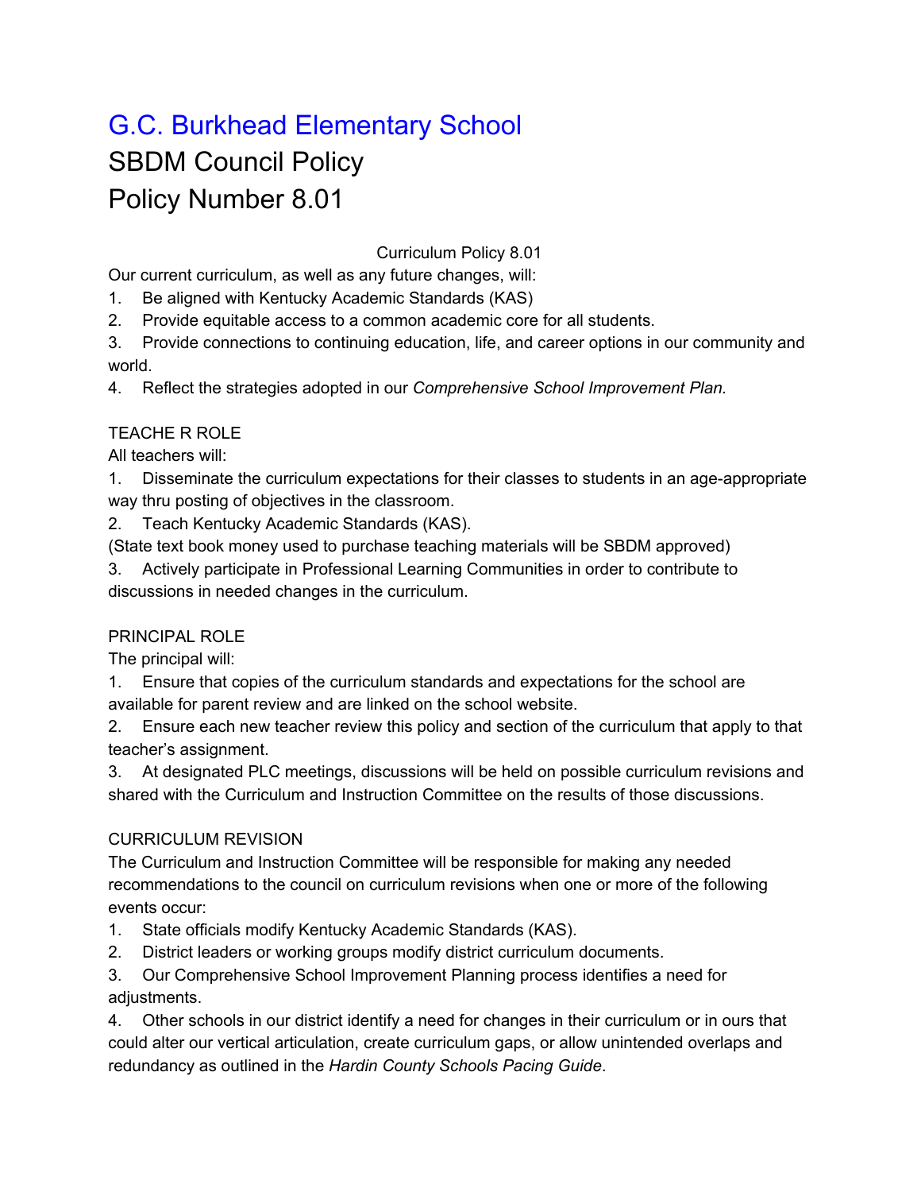# G.C. Burkhead Elementary School

# SBDM Council Policy

# Policy Number 8.01

Curriculum Policy 8.01

Our current curriculum, as well as any future changes, will:

1. Be aligned with Kentucky Academic Standards (KAS)
2. Provide equitable access to a common academic core for all students.
3. Provide connections to continuing education, life, and career options in our community and world.
4. Reflect the strategies adopted in our *Comprehensive School Improvement Plan.*

TEACHE R ROLE

All teachers will:

1. Disseminate the curriculum expectations for their classes to students in an age-appropriate way thru posting of objectives in the classroom.
2. Teach Kentucky Academic Standards (KAS).

(State text book money used to purchase teaching materials will be SBDM approved)

3. Actively participate in Professional Learning Communities in order to contribute to discussions in needed changes in the curriculum.

PRINCIPAL ROLE

The principal will:

1. Ensure that copies of the curriculum standards and expectations for the school are available for parent review and are linked on the school website.
2. Ensure each new teacher review this policy and section of the curriculum that apply to that teacher's assignment.
3. At designated PLC meetings, discussions will be held on possible curriculum revisions and shared with the Curriculum and Instruction Committee on the results of those discussions.

CURRICULUM REVISION

The Curriculum and Instruction Committee will be responsible for making any needed recommendations to the council on curriculum revisions when one or more of the following events occur:

1. State officials modify Kentucky Academic Standards (KAS).
2. District leaders or working groups modify district curriculum documents.
3. Our Comprehensive School Improvement Planning process identifies a need for adjustments.
4. Other schools in our district identify a need for changes in their curriculum or in ours that could alter our vertical articulation, create curriculum gaps, or allow unintended overlaps and redundancy as outlined in the *Hardin County Schools Pacing Guide*.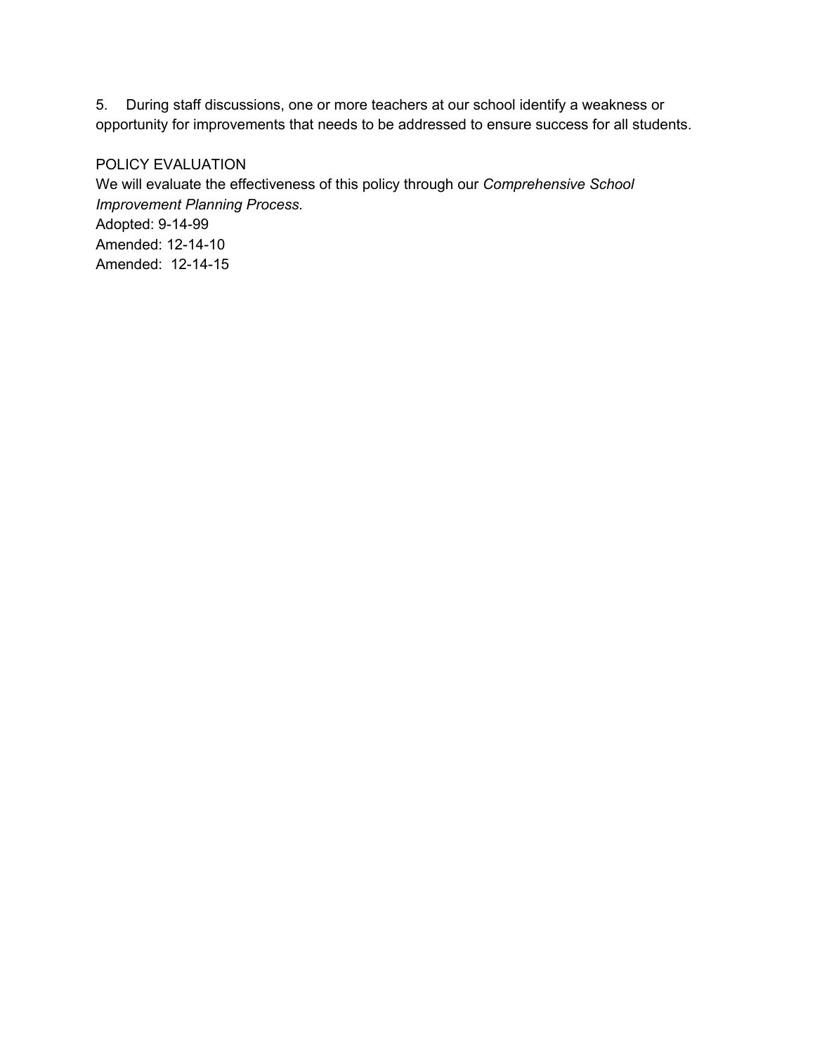5. During staff discussions, one or more teachers at our school identify a weakness or opportunity for improvements that needs to be addressed to ensure success for all students.

POLICY EVALUATION

We will evaluate the effectiveness of this policy through our *Comprehensive School Improvement Planning Process.*

Adopted: 9-14-99

Amended: 12-14-10

Amended: 12-14-15